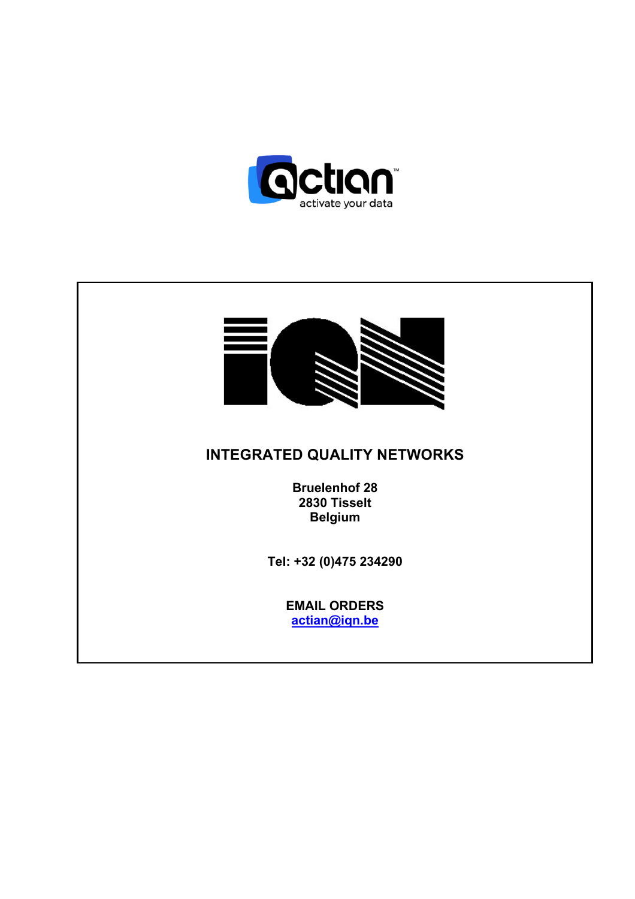actian
activate your data

IQN

**INTEGRATED QUALITY NETWORKS**

**Bruelenhof 28**
**2830 Tisselt**
**Belgium**

**Tel: +32 (0)475 234290**

**EMAIL ORDERS**
**actian@iqn.be**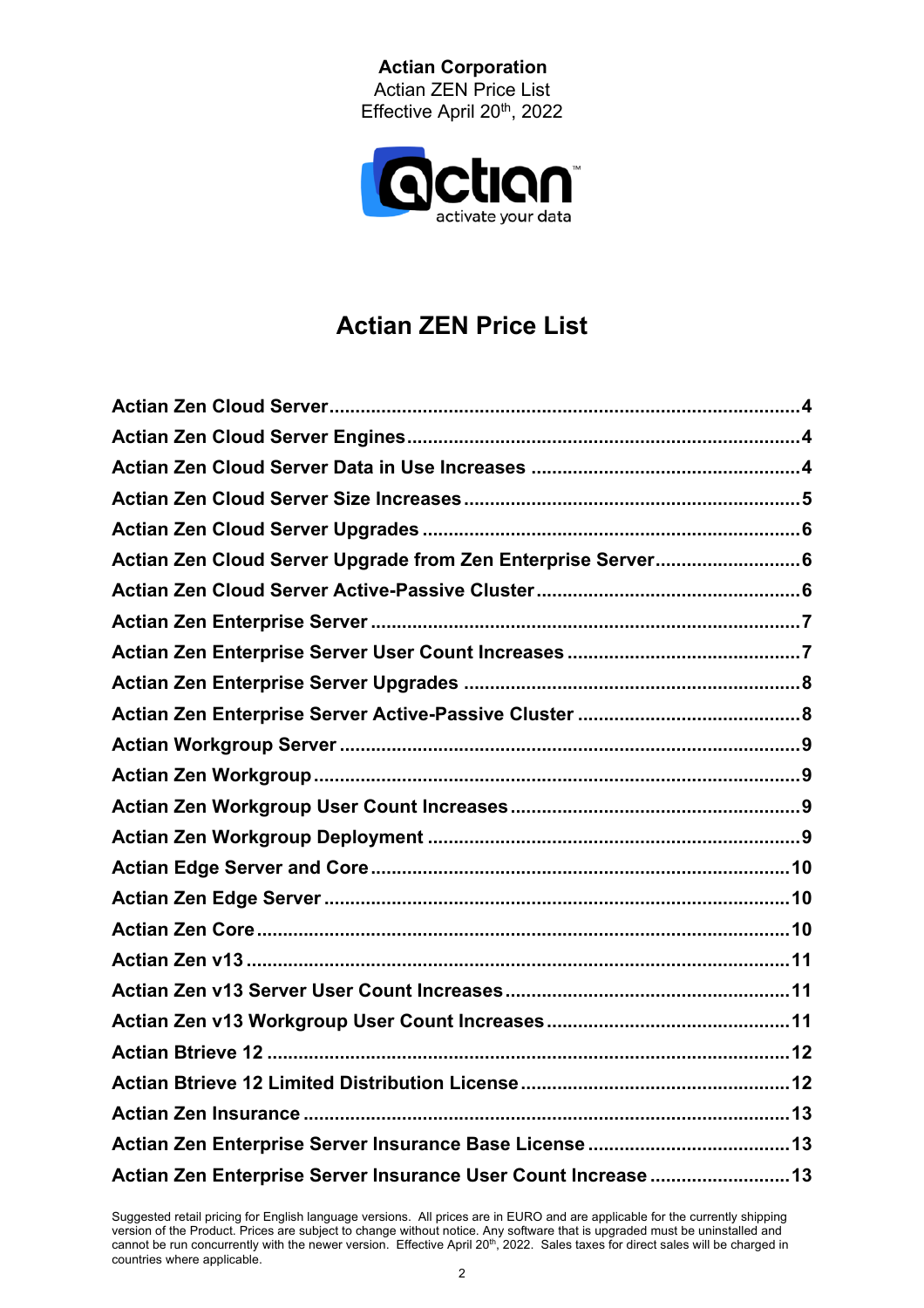**Actian Corporation**
Actian ZEN Price List
Effective April 20th, 2022

# Actian ZEN Price List

| | |
|---|---|
| **Actian Zen Cloud Server** | **4** |
| **Actian Zen Cloud Server Engines** | **4** |
| **Actian Zen Cloud Server Data in Use Increases** | **4** |
| **Actian Zen Cloud Server Size Increases** | **5** |
| **Actian Zen Cloud Server Upgrades** | **6** |
| **Actian Zen Cloud Server Upgrade from Zen Enterprise Server** | **6** |
| **Actian Zen Cloud Server Active-Passive Cluster** | **6** |
| **Actian Zen Enterprise Server** | **7** |
| **Actian Zen Enterprise Server User Count Increases** | **7** |
| **Actian Zen Enterprise Server Upgrades** | **8** |
| **Actian Zen Enterprise Server Active-Passive Cluster** | **8** |
| **Actian Workgroup Server** | **9** |
| **Actian Zen Workgroup** | **9** |
| **Actian Zen Workgroup User Count Increases** | **9** |
| **Actian Zen Workgroup Deployment** | **9** |
| **Actian Edge Server and Core** | **10** |
| **Actian Zen Edge Server** | **10** |
| **Actian Zen Core** | **10** |
| **Actian Zen v13** | **11** |
| **Actian Zen v13 Server User Count Increases** | **11** |
| **Actian Zen v13 Workgroup User Count Increases** | **11** |
| **Actian Btrieve 12** | **12** |
| **Actian Btrieve 12 Limited Distribution License** | **12** |
| **Actian Zen Insurance** | **13** |
| **Actian Zen Enterprise Server Insurance Base License** | **13** |
| **Actian Zen Enterprise Server Insurance User Count Increase** | **13** |

Suggested retail pricing for English language versions. All prices are in EURO and are applicable for the currently shipping version of the Product. Prices are subject to change without notice. Any software that is upgraded must be uninstalled and cannot be run concurrently with the newer version. Effective April 20th, 2022. Sales taxes for direct sales will be charged in countries where applicable.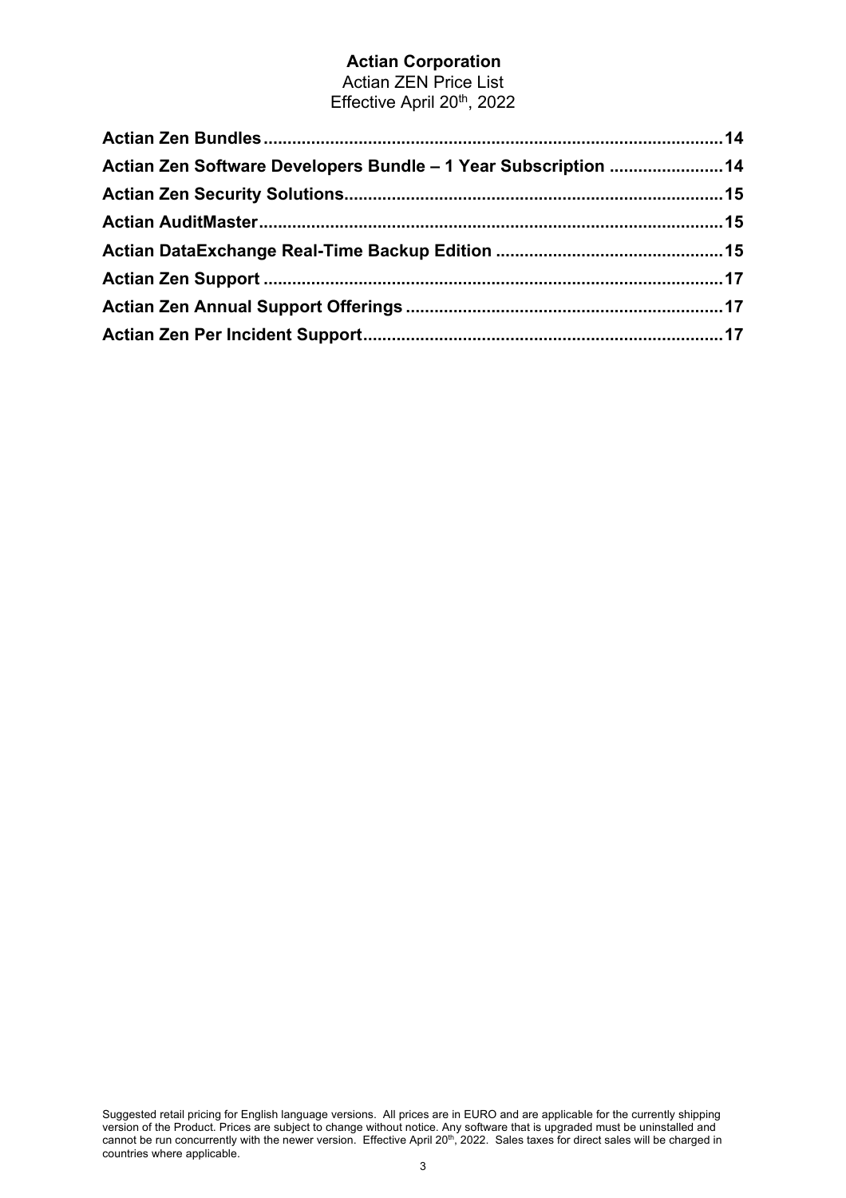**Actian Corporation**
Actian ZEN Price List
Effective April 20th, 2022

**Actian Zen Bundles** .......... 14
**Actian Zen Software Developers Bundle – 1 Year Subscription** .......... 14
**Actian Zen Security Solutions** .......... 15
**Actian AuditMaster** .......... 15
**Actian DataExchange Real-Time Backup Edition** .......... 15
**Actian Zen Support** .......... 17
**Actian Zen Annual Support Offerings** .......... 17
**Actian Zen Per Incident Support** .......... 17

Suggested retail pricing for English language versions. All prices are in EURO and are applicable for the currently shipping version of the Product. Prices are subject to change without notice. Any software that is upgraded must be uninstalled and cannot be run concurrently with the newer version. Effective April 20th, 2022. Sales taxes for direct sales will be charged in countries where applicable.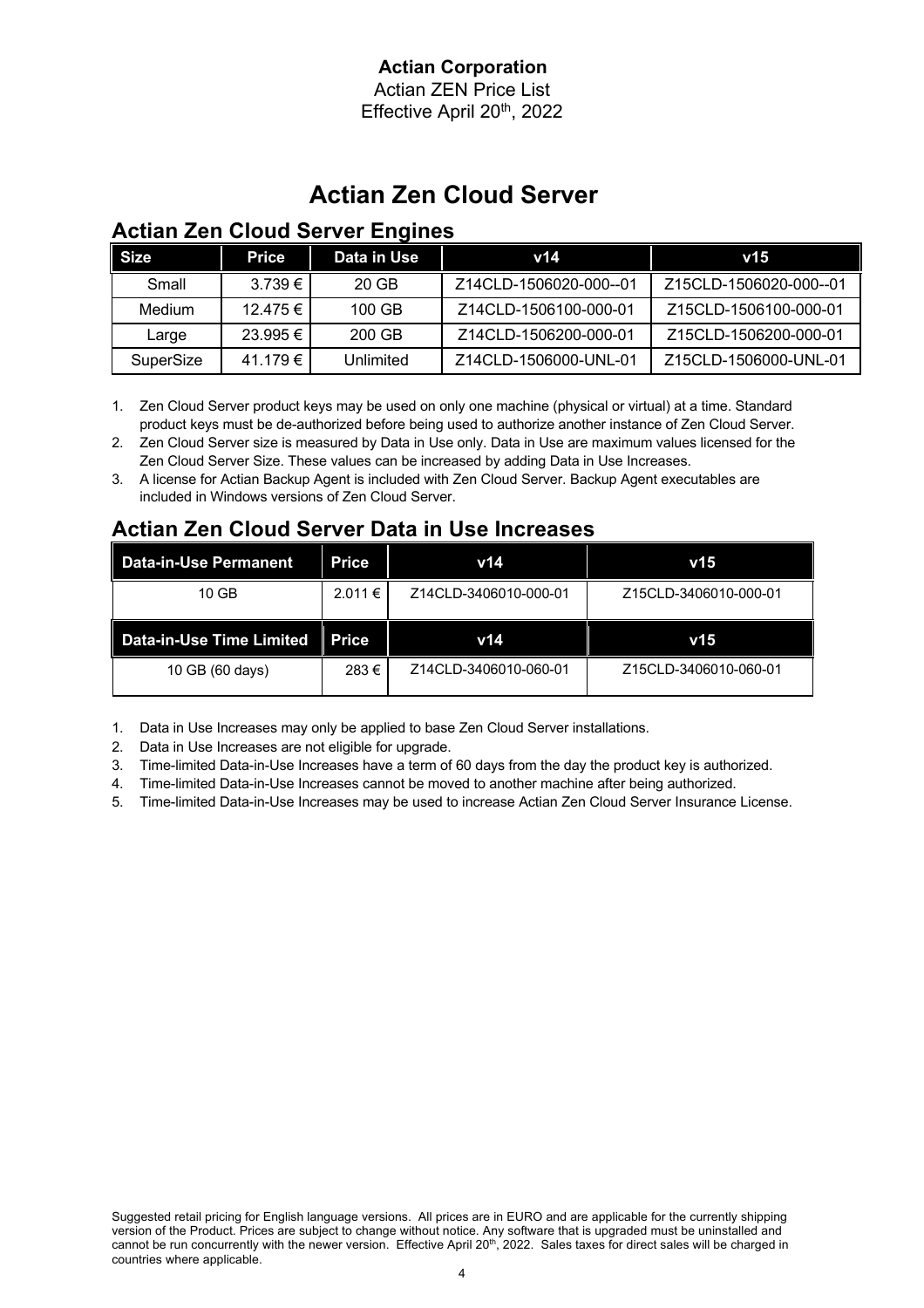**Actian Corporation**
Actian ZEN Price List
Effective April 20th, 2022

# Actian Zen Cloud Server

## Actian Zen Cloud Server Engines

| Size | Price | Data in Use | v14 | v15 |
|---|---|---|---|---|
| Small | 3.739 € | 20 GB | Z14CLD-1506020-000--01 | Z15CLD-1506020-000--01 |
| Medium | 12.475 € | 100 GB | Z14CLD-1506100-000-01 | Z15CLD-1506100-000-01 |
| Large | 23.995 € | 200 GB | Z14CLD-1506200-000-01 | Z15CLD-1506200-000-01 |
| SuperSize | 41.179 € | Unlimited | Z14CLD-1506000-UNL-01 | Z15CLD-1506000-UNL-01 |

1. Zen Cloud Server product keys may be used on only one machine (physical or virtual) at a time. Standard product keys must be de-authorized before being used to authorize another instance of Zen Cloud Server.
2. Zen Cloud Server size is measured by Data in Use only. Data in Use are maximum values licensed for the Zen Cloud Server Size. These values can be increased by adding Data in Use Increases.
3. A license for Actian Backup Agent is included with Zen Cloud Server. Backup Agent executables are included in Windows versions of Zen Cloud Server.

## Actian Zen Cloud Server Data in Use Increases

| Data-in-Use Permanent | Price | v14 | v15 |
|---|---|---|---|
| 10 GB | 2.011 € | Z14CLD-3406010-000-01 | Z15CLD-3406010-000-01 |
| **Data-in-Use Time Limited** | **Price** | **v14** | **v15** |
| 10 GB (60 days) | 283 € | Z14CLD-3406010-060-01 | Z15CLD-3406010-060-01 |

1. Data in Use Increases may only be applied to base Zen Cloud Server installations.
2. Data in Use Increases are not eligible for upgrade.
3. Time-limited Data-in-Use Increases have a term of 60 days from the day the product key is authorized.
4. Time-limited Data-in-Use Increases cannot be moved to another machine after being authorized.
5. Time-limited Data-in-Use Increases may be used to increase Actian Zen Cloud Server Insurance License.

Suggested retail pricing for English language versions. All prices are in EURO and are applicable for the currently shipping version of the Product. Prices are subject to change without notice. Any software that is upgraded must be uninstalled and cannot be run concurrently with the newer version. Effective April 20th, 2022. Sales taxes for direct sales will be charged in countries where applicable.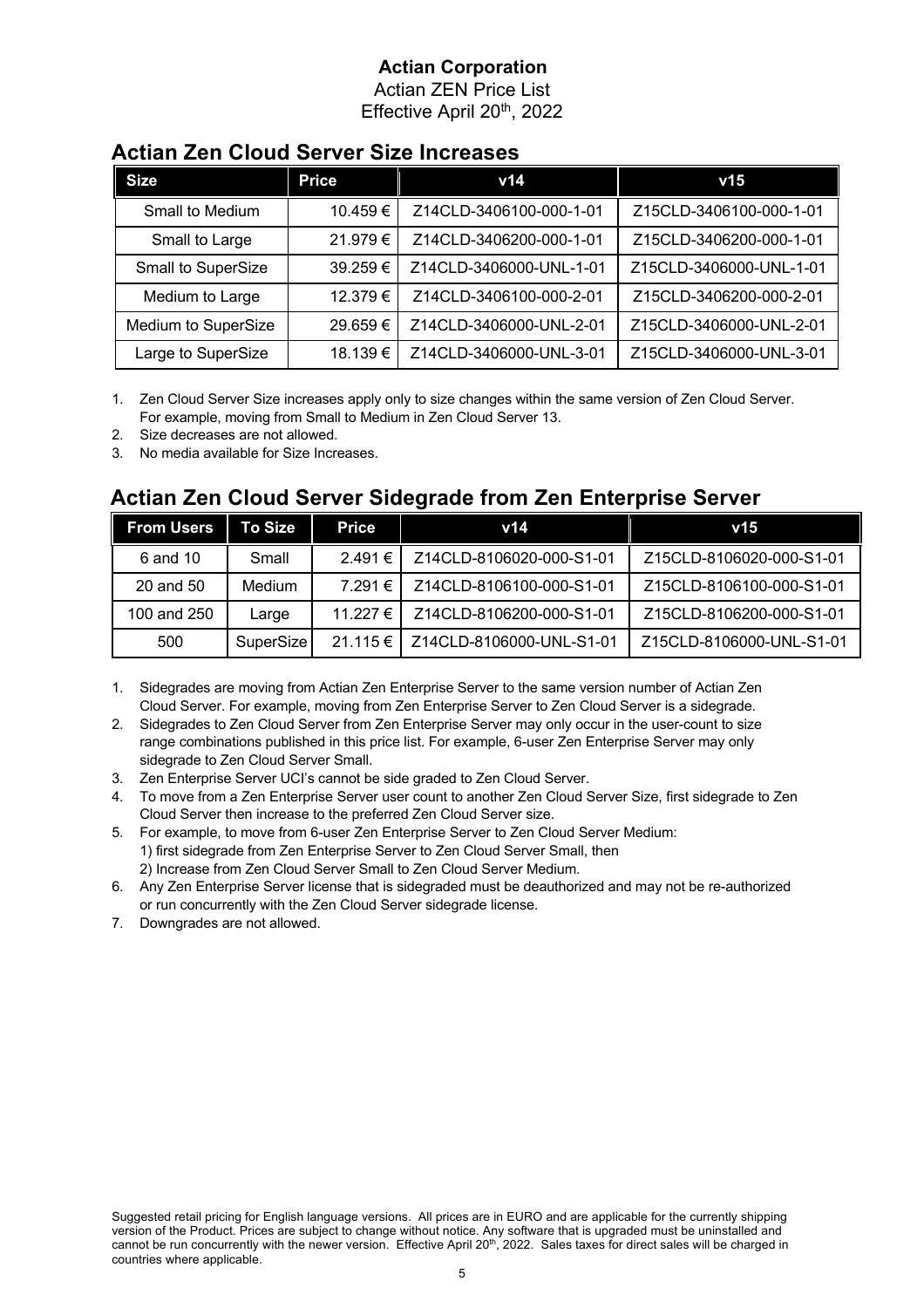**Actian Corporation**

Actian ZEN Price List

Effective April 20th, 2022

## Actian Zen Cloud Server Size Increases

| Size | Price | v14 | v15 |
|---|---|---|---|
| Small to Medium | 10.459 € | Z14CLD-3406100-000-1-01 | Z15CLD-3406100-000-1-01 |
| Small to Large | 21.979 € | Z14CLD-3406200-000-1-01 | Z15CLD-3406200-000-1-01 |
| Small to SuperSize | 39.259 € | Z14CLD-3406000-UNL-1-01 | Z15CLD-3406000-UNL-1-01 |
| Medium to Large | 12.379 € | Z14CLD-3406100-000-2-01 | Z15CLD-3406200-000-2-01 |
| Medium to SuperSize | 29.659 € | Z14CLD-3406000-UNL-2-01 | Z15CLD-3406000-UNL-2-01 |
| Large to SuperSize | 18.139 € | Z14CLD-3406000-UNL-3-01 | Z15CLD-3406000-UNL-3-01 |

1. Zen Cloud Server Size increases apply only to size changes within the same version of Zen Cloud Server. For example, moving from Small to Medium in Zen Cloud Server 13.
2. Size decreases are not allowed.
3. No media available for Size Increases.

## Actian Zen Cloud Server Sidegrade from Zen Enterprise Server

| From Users | To Size | Price | v14 | v15 |
|---|---|---|---|---|
| 6 and 10 | Small | 2.491 € | Z14CLD-8106020-000-S1-01 | Z15CLD-8106020-000-S1-01 |
| 20 and 50 | Medium | 7.291 € | Z14CLD-8106100-000-S1-01 | Z15CLD-8106100-000-S1-01 |
| 100 and 250 | Large | 11.227 € | Z14CLD-8106200-000-S1-01 | Z15CLD-8106200-000-S1-01 |
| 500 | SuperSize | 21.115 € | Z14CLD-8106000-UNL-S1-01 | Z15CLD-8106000-UNL-S1-01 |

1. Sidegrades are moving from Actian Zen Enterprise Server to the same version number of Actian Zen Cloud Server. For example, moving from Zen Enterprise Server to Zen Cloud Server is a sidegrade.
2. Sidegrades to Zen Cloud Server from Zen Enterprise Server may only occur in the user-count to size range combinations published in this price list. For example, 6-user Zen Enterprise Server may only sidegrade to Zen Cloud Server Small.
3. Zen Enterprise Server UCI's cannot be side graded to Zen Cloud Server.
4. To move from a Zen Enterprise Server user count to another Zen Cloud Server Size, first sidegrade to Zen Cloud Server then increase to the preferred Zen Cloud Server size.
5. For example, to move from 6-user Zen Enterprise Server to Zen Cloud Server Medium:
   1) first sidegrade from Zen Enterprise Server to Zen Cloud Server Small, then
   2) Increase from Zen Cloud Server Small to Zen Cloud Server Medium.
6. Any Zen Enterprise Server license that is sidegraded must be deauthorized and may not be re-authorized or run concurrently with the Zen Cloud Server sidegrade license.
7. Downgrades are not allowed.

Suggested retail pricing for English language versions. All prices are in EURO and are applicable for the currently shipping version of the Product. Prices are subject to change without notice. Any software that is upgraded must be uninstalled and cannot be run concurrently with the newer version. Effective April 20th, 2022. Sales taxes for direct sales will be charged in countries where applicable.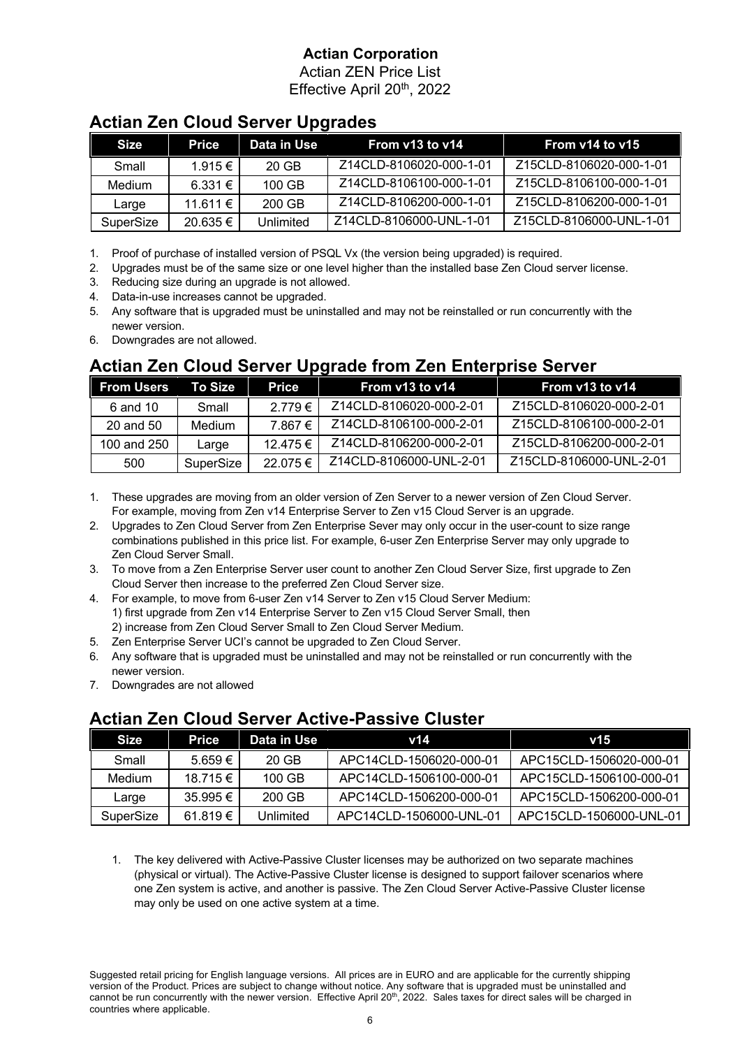**Actian Corporation**
Actian ZEN Price List
Effective April 20th, 2022

## Actian Zen Cloud Server Upgrades

| Size | Price | Data in Use | From v13 to v14 | From v14 to v15 |
|---|---|---|---|---|
| Small | 1.915 € | 20 GB | Z14CLD-8106020-000-1-01 | Z15CLD-8106020-000-1-01 |
| Medium | 6.331 € | 100 GB | Z14CLD-8106100-000-1-01 | Z15CLD-8106100-000-1-01 |
| Large | 11.611 € | 200 GB | Z14CLD-8106200-000-1-01 | Z15CLD-8106200-000-1-01 |
| SuperSize | 20.635 € | Unlimited | Z14CLD-8106000-UNL-1-01 | Z15CLD-8106000-UNL-1-01 |

1. Proof of purchase of installed version of PSQL Vx (the version being upgraded) is required.
2. Upgrades must be of the same size or one level higher than the installed base Zen Cloud server license.
3. Reducing size during an upgrade is not allowed.
4. Data-in-use increases cannot be upgraded.
5. Any software that is upgraded must be uninstalled and may not be reinstalled or run concurrently with the newer version.
6. Downgrades are not allowed.

## Actian Zen Cloud Server Upgrade from Zen Enterprise Server

| From Users | To Size | Price | From v13 to v14 | From v13 to v14 |
|---|---|---|---|---|
| 6 and 10 | Small | 2.779 € | Z14CLD-8106020-000-2-01 | Z15CLD-8106020-000-2-01 |
| 20 and 50 | Medium | 7.867 € | Z14CLD-8106100-000-2-01 | Z15CLD-8106100-000-2-01 |
| 100 and 250 | Large | 12.475 € | Z14CLD-8106200-000-2-01 | Z15CLD-8106200-000-2-01 |
| 500 | SuperSize | 22.075 € | Z14CLD-8106000-UNL-2-01 | Z15CLD-8106000-UNL-2-01 |

1. These upgrades are moving from an older version of Zen Server to a newer version of Zen Cloud Server. For example, moving from Zen v14 Enterprise Server to Zen v15 Cloud Server is an upgrade.
2. Upgrades to Zen Cloud Server from Zen Enterprise Sever may only occur in the user-count to size range combinations published in this price list. For example, 6-user Zen Enterprise Server may only upgrade to Zen Cloud Server Small.
3. To move from a Zen Enterprise Server user count to another Zen Cloud Server Size, first upgrade to Zen Cloud Server then increase to the preferred Zen Cloud Server size.
4. For example, to move from 6-user Zen v14 Server to Zen v15 Cloud Server Medium:
   1) first upgrade from Zen v14 Enterprise Server to Zen v15 Cloud Server Small, then
   2) increase from Zen Cloud Server Small to Zen Cloud Server Medium.
5. Zen Enterprise Server UCI's cannot be upgraded to Zen Cloud Server.
6. Any software that is upgraded must be uninstalled and may not be reinstalled or run concurrently with the newer version.
7. Downgrades are not allowed

## Actian Zen Cloud Server Active-Passive Cluster

| Size | Price | Data in Use | v14 | v15 |
|---|---|---|---|---|
| Small | 5.659 € | 20 GB | APC14CLD-1506020-000-01 | APC15CLD-1506020-000-01 |
| Medium | 18.715 € | 100 GB | APC14CLD-1506100-000-01 | APC15CLD-1506100-000-01 |
| Large | 35.995 € | 200 GB | APC14CLD-1506200-000-01 | APC15CLD-1506200-000-01 |
| SuperSize | 61.819 € | Unlimited | APC14CLD-1506000-UNL-01 | APC15CLD-1506000-UNL-01 |

1. The key delivered with Active-Passive Cluster licenses may be authorized on two separate machines (physical or virtual). The Active-Passive Cluster license is designed to support failover scenarios where one Zen system is active, and another is passive. The Zen Cloud Server Active-Passive Cluster license may only be used on one active system at a time.

Suggested retail pricing for English language versions. All prices are in EURO and are applicable for the currently shipping version of the Product. Prices are subject to change without notice. Any software that is upgraded must be uninstalled and cannot be run concurrently with the newer version. Effective April 20th, 2022. Sales taxes for direct sales will be charged in countries where applicable.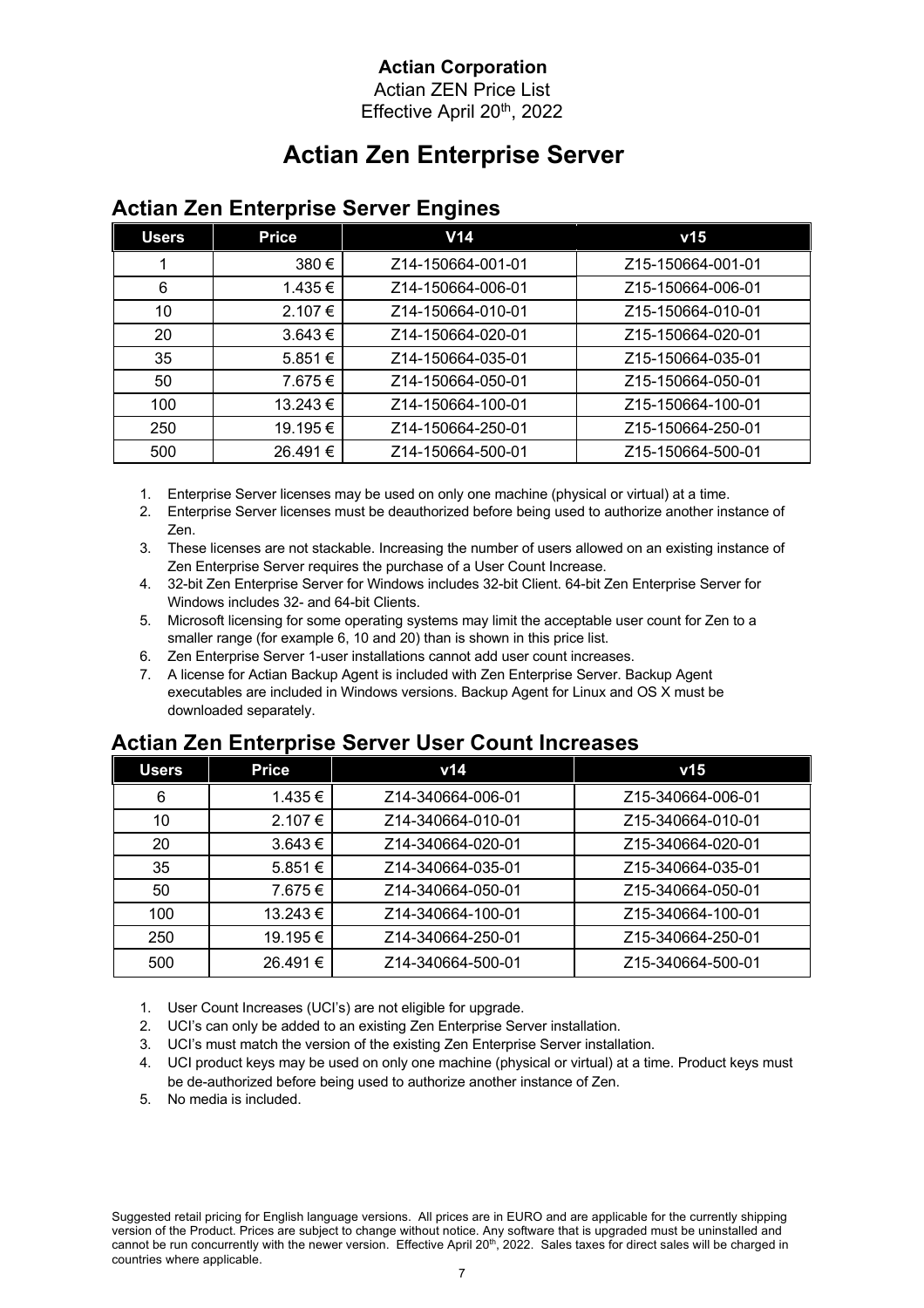**Actian Corporation**
Actian ZEN Price List
Effective April 20th, 2022

# Actian Zen Enterprise Server

## Actian Zen Enterprise Server Engines

| Users | Price | V14 | v15 |
|---|---|---|---|
| 1 | 380 € | Z14-150664-001-01 | Z15-150664-001-01 |
| 6 | 1.435 € | Z14-150664-006-01 | Z15-150664-006-01 |
| 10 | 2.107 € | Z14-150664-010-01 | Z15-150664-010-01 |
| 20 | 3.643 € | Z14-150664-020-01 | Z15-150664-020-01 |
| 35 | 5.851 € | Z14-150664-035-01 | Z15-150664-035-01 |
| 50 | 7.675 € | Z14-150664-050-01 | Z15-150664-050-01 |
| 100 | 13.243 € | Z14-150664-100-01 | Z15-150664-100-01 |
| 250 | 19.195 € | Z14-150664-250-01 | Z15-150664-250-01 |
| 500 | 26.491 € | Z14-150664-500-01 | Z15-150664-500-01 |

1. Enterprise Server licenses may be used on only one machine (physical or virtual) at a time.
2. Enterprise Server licenses must be deauthorized before being used to authorize another instance of Zen.
3. These licenses are not stackable. Increasing the number of users allowed on an existing instance of Zen Enterprise Server requires the purchase of a User Count Increase.
4. 32-bit Zen Enterprise Server for Windows includes 32-bit Client. 64-bit Zen Enterprise Server for Windows includes 32- and 64-bit Clients.
5. Microsoft licensing for some operating systems may limit the acceptable user count for Zen to a smaller range (for example 6, 10 and 20) than is shown in this price list.
6. Zen Enterprise Server 1-user installations cannot add user count increases.
7. A license for Actian Backup Agent is included with Zen Enterprise Server. Backup Agent executables are included in Windows versions. Backup Agent for Linux and OS X must be downloaded separately.

## Actian Zen Enterprise Server User Count Increases

| Users | Price | v14 | v15 |
|---|---|---|---|
| 6 | 1.435 € | Z14-340664-006-01 | Z15-340664-006-01 |
| 10 | 2.107 € | Z14-340664-010-01 | Z15-340664-010-01 |
| 20 | 3.643 € | Z14-340664-020-01 | Z15-340664-020-01 |
| 35 | 5.851 € | Z14-340664-035-01 | Z15-340664-035-01 |
| 50 | 7.675 € | Z14-340664-050-01 | Z15-340664-050-01 |
| 100 | 13.243 € | Z14-340664-100-01 | Z15-340664-100-01 |
| 250 | 19.195 € | Z14-340664-250-01 | Z15-340664-250-01 |
| 500 | 26.491 € | Z14-340664-500-01 | Z15-340664-500-01 |

1. User Count Increases (UCI's) are not eligible for upgrade.
2. UCI's can only be added to an existing Zen Enterprise Server installation.
3. UCI's must match the version of the existing Zen Enterprise Server installation.
4. UCI product keys may be used on only one machine (physical or virtual) at a time. Product keys must be de-authorized before being used to authorize another instance of Zen.
5. No media is included.

Suggested retail pricing for English language versions. All prices are in EURO and are applicable for the currently shipping version of the Product. Prices are subject to change without notice. Any software that is upgraded must be uninstalled and cannot be run concurrently with the newer version. Effective April 20th, 2022. Sales taxes for direct sales will be charged in countries where applicable.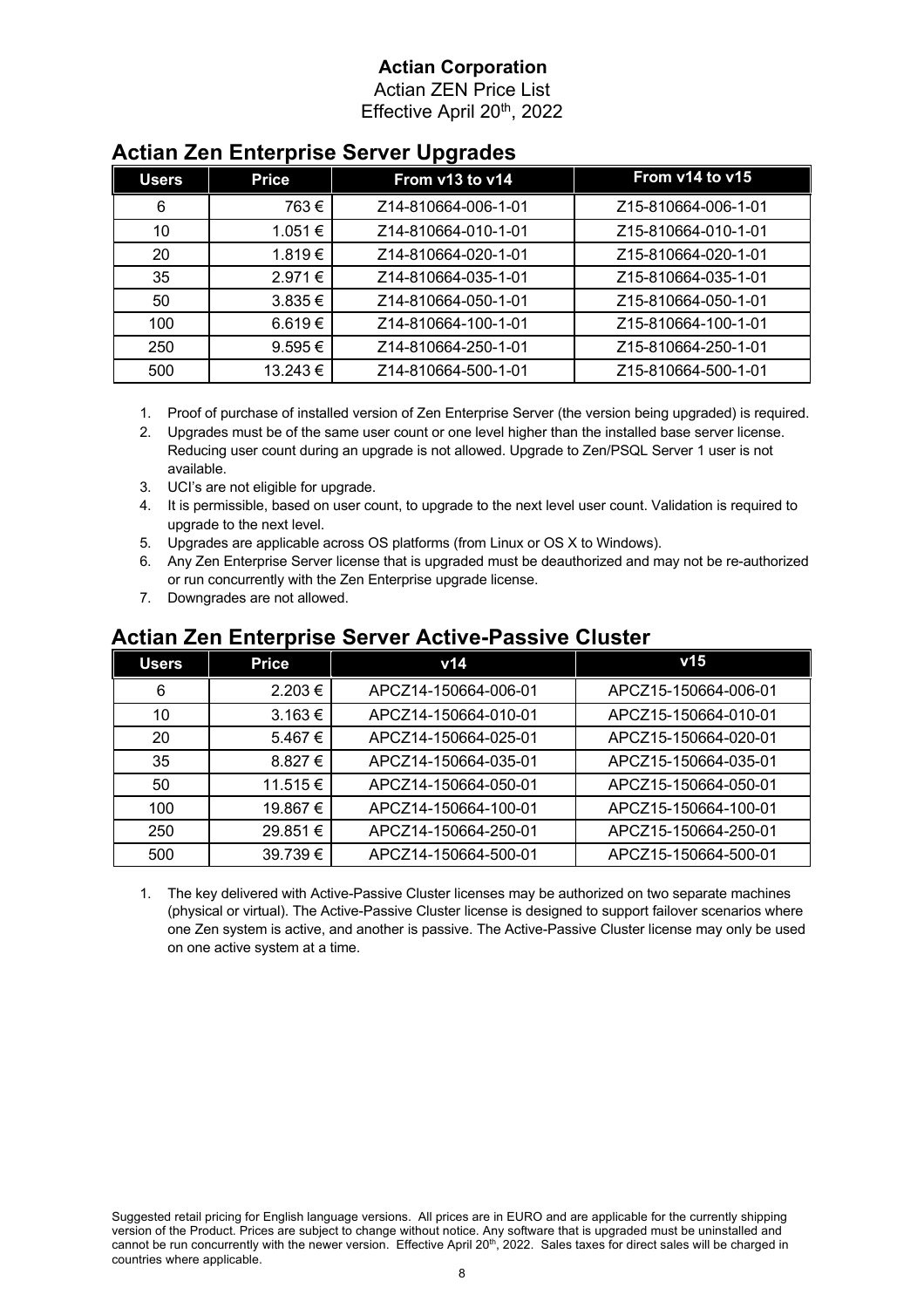**Actian Corporation**

Actian ZEN Price List

Effective April 20th, 2022

## Actian Zen Enterprise Server Upgrades

| Users | Price | From v13 to v14 | From v14 to v15 |
|---|---|---|---|
| 6 | 763 € | Z14-810664-006-1-01 | Z15-810664-006-1-01 |
| 10 | 1.051 € | Z14-810664-010-1-01 | Z15-810664-010-1-01 |
| 20 | 1.819 € | Z14-810664-020-1-01 | Z15-810664-020-1-01 |
| 35 | 2.971 € | Z14-810664-035-1-01 | Z15-810664-035-1-01 |
| 50 | 3.835 € | Z14-810664-050-1-01 | Z15-810664-050-1-01 |
| 100 | 6.619 € | Z14-810664-100-1-01 | Z15-810664-100-1-01 |
| 250 | 9.595 € | Z14-810664-250-1-01 | Z15-810664-250-1-01 |
| 500 | 13.243 € | Z14-810664-500-1-01 | Z15-810664-500-1-01 |

1. Proof of purchase of installed version of Zen Enterprise Server (the version being upgraded) is required.
2. Upgrades must be of the same user count or one level higher than the installed base server license. Reducing user count during an upgrade is not allowed. Upgrade to Zen/PSQL Server 1 user is not available.
3. UCI's are not eligible for upgrade.
4. It is permissible, based on user count, to upgrade to the next level user count. Validation is required to upgrade to the next level.
5. Upgrades are applicable across OS platforms (from Linux or OS X to Windows).
6. Any Zen Enterprise Server license that is upgraded must be deauthorized and may not be re-authorized or run concurrently with the Zen Enterprise upgrade license.
7. Downgrades are not allowed.

## Actian Zen Enterprise Server Active-Passive Cluster

| Users | Price | v14 | v15 |
|---|---|---|---|
| 6 | 2.203 € | APCZ14-150664-006-01 | APCZ15-150664-006-01 |
| 10 | 3.163 € | APCZ14-150664-010-01 | APCZ15-150664-010-01 |
| 20 | 5.467 € | APCZ14-150664-025-01 | APCZ15-150664-020-01 |
| 35 | 8.827 € | APCZ14-150664-035-01 | APCZ15-150664-035-01 |
| 50 | 11.515 € | APCZ14-150664-050-01 | APCZ15-150664-050-01 |
| 100 | 19.867 € | APCZ14-150664-100-01 | APCZ15-150664-100-01 |
| 250 | 29.851 € | APCZ14-150664-250-01 | APCZ15-150664-250-01 |
| 500 | 39.739 € | APCZ14-150664-500-01 | APCZ15-150664-500-01 |

1. The key delivered with Active-Passive Cluster licenses may be authorized on two separate machines (physical or virtual). The Active-Passive Cluster license is designed to support failover scenarios where one Zen system is active, and another is passive. The Active-Passive Cluster license may only be used on one active system at a time.

Suggested retail pricing for English language versions. All prices are in EURO and are applicable for the currently shipping version of the Product. Prices are subject to change without notice. Any software that is upgraded must be uninstalled and cannot be run concurrently with the newer version. Effective April 20th, 2022. Sales taxes for direct sales will be charged in countries where applicable.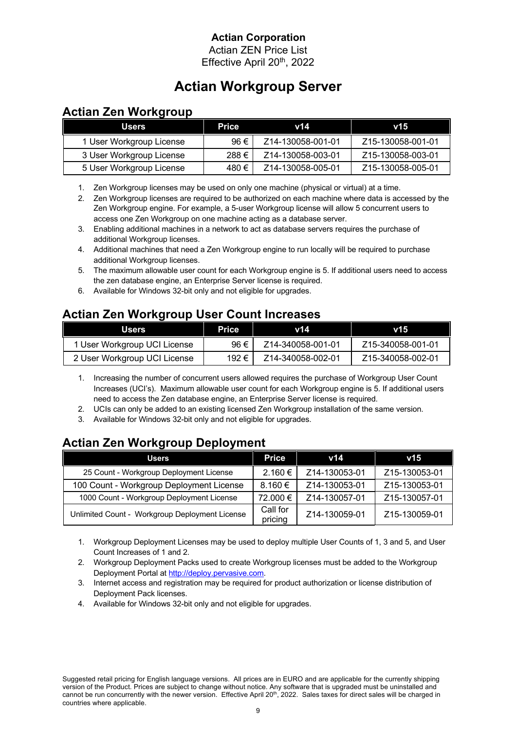**Actian Corporation**
Actian ZEN Price List
Effective April 20th, 2022

# Actian Workgroup Server

## Actian Zen Workgroup

| Users | Price | v14 | v15 |
|---|---|---|---|
| 1 User Workgroup License | 96 € | Z14-130058-001-01 | Z15-130058-001-01 |
| 3 User Workgroup License | 288 € | Z14-130058-003-01 | Z15-130058-003-01 |
| 5 User Workgroup License | 480 € | Z14-130058-005-01 | Z15-130058-005-01 |

1. Zen Workgroup licenses may be used on only one machine (physical or virtual) at a time.
2. Zen Workgroup licenses are required to be authorized on each machine where data is accessed by the Zen Workgroup engine. For example, a 5-user Workgroup license will allow 5 concurrent users to access one Zen Workgroup on one machine acting as a database server.
3. Enabling additional machines in a network to act as database servers requires the purchase of additional Workgroup licenses.
4. Additional machines that need a Zen Workgroup engine to run locally will be required to purchase additional Workgroup licenses.
5. The maximum allowable user count for each Workgroup engine is 5. If additional users need to access the zen database engine, an Enterprise Server license is required.
6. Available for Windows 32-bit only and not eligible for upgrades.

## Actian Zen Workgroup User Count Increases

| Users | Price | v14 | v15 |
|---|---|---|---|
| 1 User Workgroup UCI License | 96 € | Z14-340058-001-01 | Z15-340058-001-01 |
| 2 User Workgroup UCI License | 192 € | Z14-340058-002-01 | Z15-340058-002-01 |

1. Increasing the number of concurrent users allowed requires the purchase of Workgroup User Count Increases (UCI's). Maximum allowable user count for each Workgroup engine is 5. If additional users need to access the Zen database engine, an Enterprise Server license is required.
2. UCIs can only be added to an existing licensed Zen Workgroup installation of the same version.
3. Available for Windows 32-bit only and not eligible for upgrades.

## Actian Zen Workgroup Deployment

| Users | Price | v14 | v15 |
|---|---|---|---|
| 25 Count - Workgroup Deployment License | 2.160 € | Z14-130053-01 | Z15-130053-01 |
| 100 Count - Workgroup Deployment License | 8.160 € | Z14-130053-01 | Z15-130053-01 |
| 1000 Count - Workgroup Deployment License | 72.000 € | Z14-130057-01 | Z15-130057-01 |
| Unlimited Count - Workgroup Deployment License | Call for pricing | Z14-130059-01 | Z15-130059-01 |

1. Workgroup Deployment Licenses may be used to deploy multiple User Counts of 1, 3 and 5, and User Count Increases of 1 and 2.
2. Workgroup Deployment Packs used to create Workgroup licenses must be added to the Workgroup Deployment Portal at http://deploy.pervasive.com.
3. Internet access and registration may be required for product authorization or license distribution of Deployment Pack licenses.
4. Available for Windows 32-bit only and not eligible for upgrades.

Suggested retail pricing for English language versions. All prices are in EURO and are applicable for the currently shipping version of the Product. Prices are subject to change without notice. Any software that is upgraded must be uninstalled and cannot be run concurrently with the newer version. Effective April 20th, 2022. Sales taxes for direct sales will be charged in countries where applicable.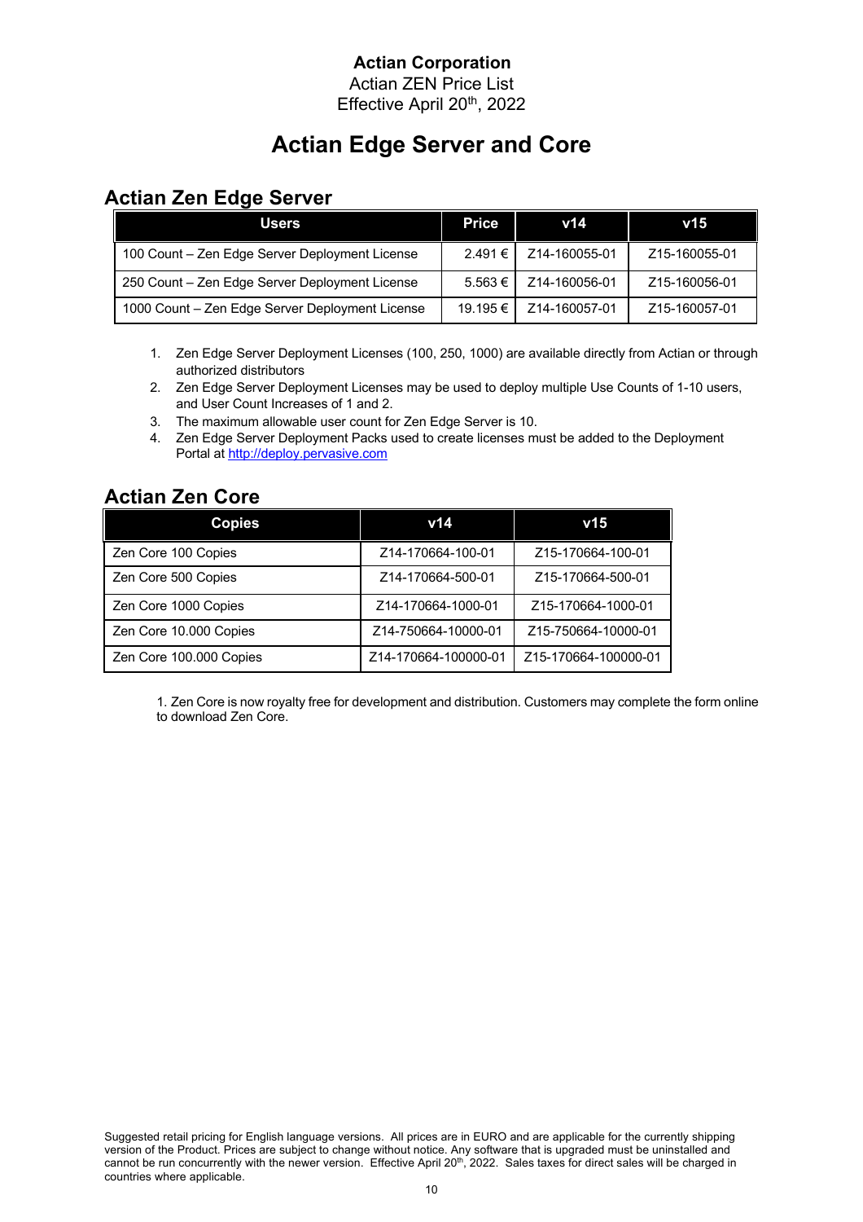**Actian Corporation**
Actian ZEN Price List
Effective April 20th, 2022

# Actian Edge Server and Core

## Actian Zen Edge Server

| Users | Price | v14 | v15 |
|---|---|---|---|
| 100 Count – Zen Edge Server Deployment License | 2.491 € | Z14-160055-01 | Z15-160055-01 |
| 250 Count – Zen Edge Server Deployment License | 5.563 € | Z14-160056-01 | Z15-160056-01 |
| 1000 Count – Zen Edge Server Deployment License | 19.195 € | Z14-160057-01 | Z15-160057-01 |

1. Zen Edge Server Deployment Licenses (100, 250, 1000) are available directly from Actian or through authorized distributors
2. Zen Edge Server Deployment Licenses may be used to deploy multiple Use Counts of 1-10 users, and User Count Increases of 1 and 2.
3. The maximum allowable user count for Zen Edge Server is 10.
4. Zen Edge Server Deployment Packs used to create licenses must be added to the Deployment Portal at [http://deploy.pervasive.com](http://deploy.pervasive.com)

## Actian Zen Core

| Copies | v14 | v15 |
|---|---|---|
| Zen Core 100 Copies | Z14-170664-100-01 | Z15-170664-100-01 |
| Zen Core 500 Copies | Z14-170664-500-01 | Z15-170664-500-01 |
| Zen Core 1000 Copies | Z14-170664-1000-01 | Z15-170664-1000-01 |
| Zen Core 10.000 Copies | Z14-750664-10000-01 | Z15-750664-10000-01 |
| Zen Core 100.000 Copies | Z14-170664-100000-01 | Z15-170664-100000-01 |

1. Zen Core is now royalty free for development and distribution. Customers may complete the form online to download Zen Core.

Suggested retail pricing for English language versions. All prices are in EURO and are applicable for the currently shipping version of the Product. Prices are subject to change without notice. Any software that is upgraded must be uninstalled and cannot be run concurrently with the newer version. Effective April 20th, 2022. Sales taxes for direct sales will be charged in countries where applicable.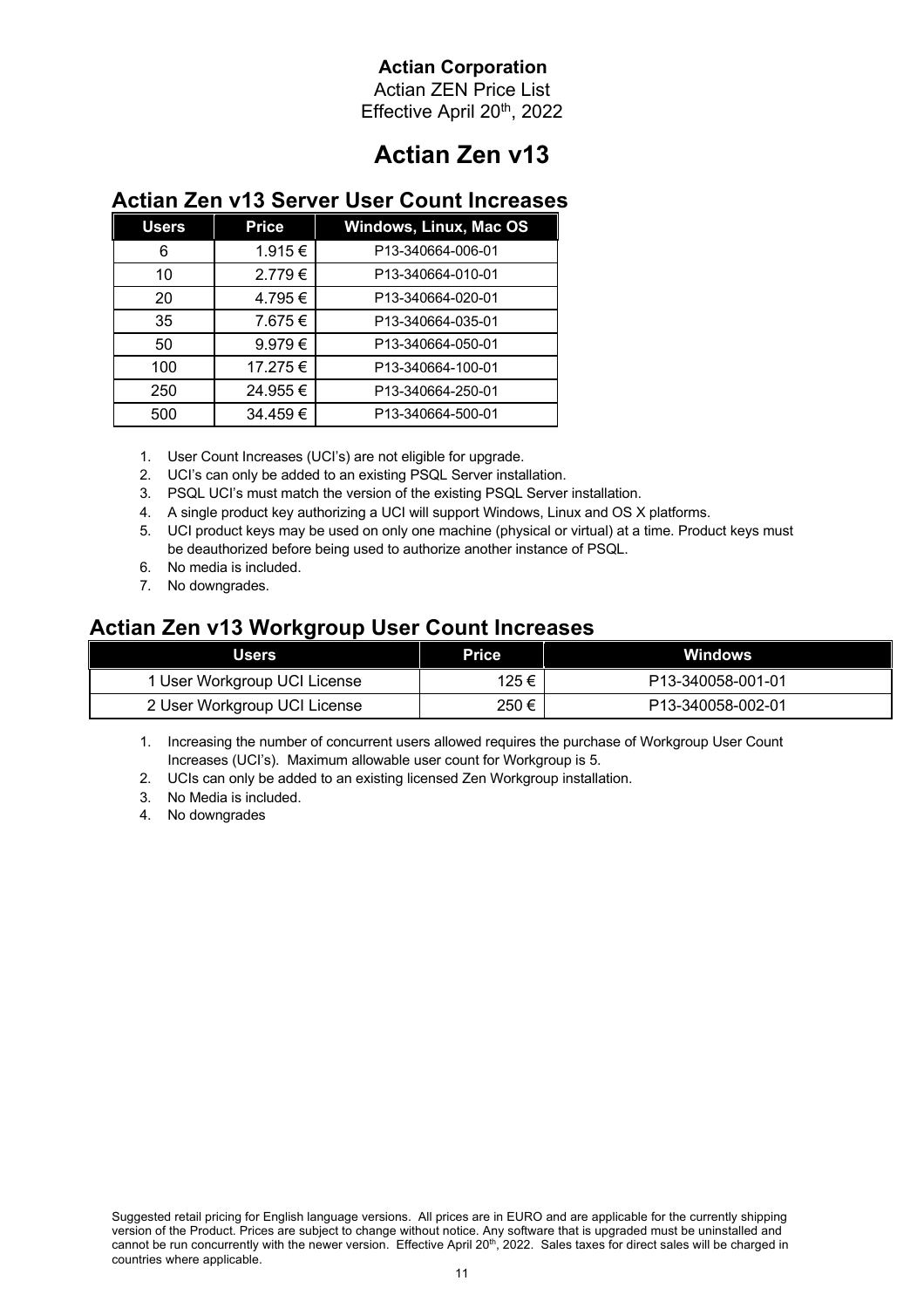**Actian Corporation**
Actian ZEN Price List
Effective April 20th, 2022

# Actian Zen v13

## Actian Zen v13 Server User Count Increases

| Users | Price | Windows, Linux, Mac OS |
|---|---|---|
| 6 | 1.915 € | P13-340664-006-01 |
| 10 | 2.779 € | P13-340664-010-01 |
| 20 | 4.795 € | P13-340664-020-01 |
| 35 | 7.675 € | P13-340664-035-01 |
| 50 | 9.979 € | P13-340664-050-01 |
| 100 | 17.275 € | P13-340664-100-01 |
| 250 | 24.955 € | P13-340664-250-01 |
| 500 | 34.459 € | P13-340664-500-01 |

1. User Count Increases (UCI's) are not eligible for upgrade.
2. UCI's can only be added to an existing PSQL Server installation.
3. PSQL UCI's must match the version of the existing PSQL Server installation.
4. A single product key authorizing a UCI will support Windows, Linux and OS X platforms.
5. UCI product keys may be used on only one machine (physical or virtual) at a time. Product keys must be deauthorized before being used to authorize another instance of PSQL.
6. No media is included.
7. No downgrades.

## Actian Zen v13 Workgroup User Count Increases

| Users | Price | Windows |
|---|---|---|
| 1 User Workgroup UCI License | 125 € | P13-340058-001-01 |
| 2 User Workgroup UCI License | 250 € | P13-340058-002-01 |

1. Increasing the number of concurrent users allowed requires the purchase of Workgroup User Count Increases (UCI's). Maximum allowable user count for Workgroup is 5.
2. UCIs can only be added to an existing licensed Zen Workgroup installation.
3. No Media is included.
4. No downgrades

Suggested retail pricing for English language versions. All prices are in EURO and are applicable for the currently shipping version of the Product. Prices are subject to change without notice. Any software that is upgraded must be uninstalled and cannot be run concurrently with the newer version. Effective April 20th, 2022. Sales taxes for direct sales will be charged in countries where applicable.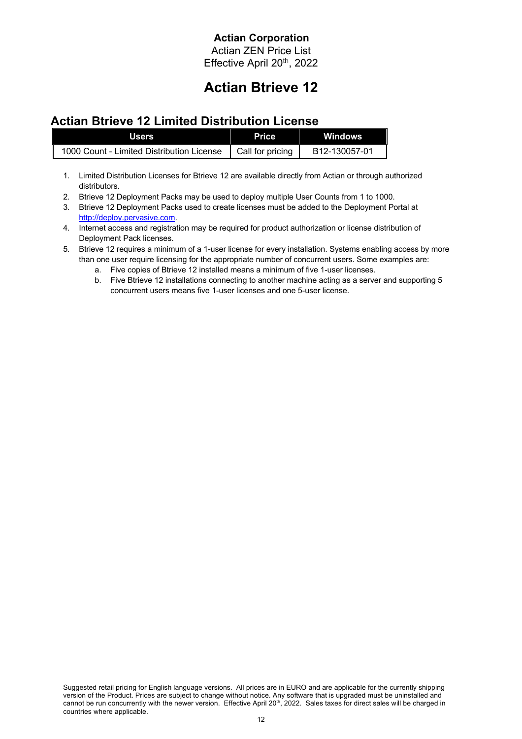**Actian Corporation**
Actian ZEN Price List
Effective April 20th, 2022

# Actian Btrieve 12

## Actian Btrieve 12 Limited Distribution License

| Users | Price | Windows |
|---|---|---|
| 1000 Count - Limited Distribution License | Call for pricing | B12-130057-01 |

1. Limited Distribution Licenses for Btrieve 12 are available directly from Actian or through authorized distributors.
2. Btrieve 12 Deployment Packs may be used to deploy multiple User Counts from 1 to 1000.
3. Btrieve 12 Deployment Packs used to create licenses must be added to the Deployment Portal at [http://deploy.pervasive.com](http://deploy.pervasive.com).
4. Internet access and registration may be required for product authorization or license distribution of Deployment Pack licenses.
5. Btrieve 12 requires a minimum of a 1-user license for every installation. Systems enabling access by more than one user require licensing for the appropriate number of concurrent users. Some examples are:
   a. Five copies of Btrieve 12 installed means a minimum of five 1-user licenses.
   b. Five Btrieve 12 installations connecting to another machine acting as a server and supporting 5 concurrent users means five 1-user licenses and one 5-user license.

Suggested retail pricing for English language versions. All prices are in EURO and are applicable for the currently shipping version of the Product. Prices are subject to change without notice. Any software that is upgraded must be uninstalled and cannot be run concurrently with the newer version. Effective April 20th, 2022. Sales taxes for direct sales will be charged in countries where applicable.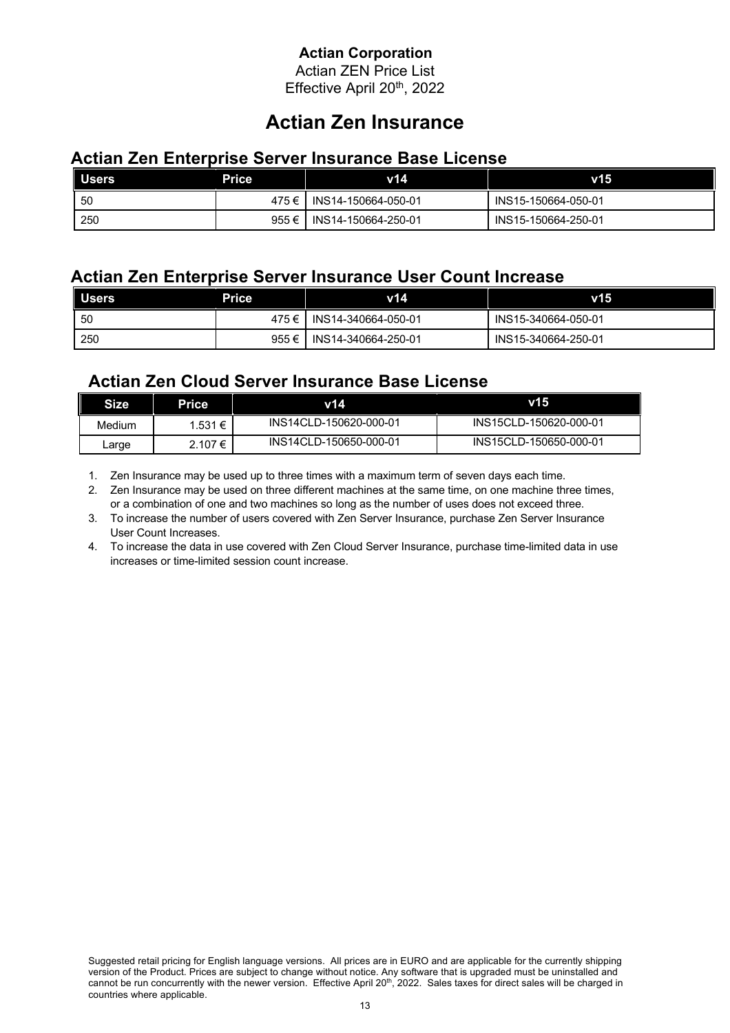**Actian Corporation**
Actian ZEN Price List
Effective April 20th, 2022

# Actian Zen Insurance

## Actian Zen Enterprise Server Insurance Base License

| Users | Price | v14 | v15 |
|---|---|---|---|
| 50 | 475 € | INS14-150664-050-01 | INS15-150664-050-01 |
| 250 | 955 € | INS14-150664-250-01 | INS15-150664-250-01 |

## Actian Zen Enterprise Server Insurance User Count Increase

| Users | Price | v14 | v15 |
|---|---|---|---|
| 50 | 475 € | INS14-340664-050-01 | INS15-340664-050-01 |
| 250 | 955 € | INS14-340664-250-01 | INS15-340664-250-01 |

## Actian Zen Cloud Server Insurance Base License

| Size | Price | v14 | v15 |
|---|---|---|---|
| Medium | 1.531 € | INS14CLD-150620-000-01 | INS15CLD-150620-000-01 |
| Large | 2.107 € | INS14CLD-150650-000-01 | INS15CLD-150650-000-01 |

1. Zen Insurance may be used up to three times with a maximum term of seven days each time.
2. Zen Insurance may be used on three different machines at the same time, on one machine three times, or a combination of one and two machines so long as the number of uses does not exceed three.
3. To increase the number of users covered with Zen Server Insurance, purchase Zen Server Insurance User Count Increases.
4. To increase the data in use covered with Zen Cloud Server Insurance, purchase time-limited data in use increases or time-limited session count increase.

Suggested retail pricing for English language versions. All prices are in EURO and are applicable for the currently shipping version of the Product. Prices are subject to change without notice. Any software that is upgraded must be uninstalled and cannot be run concurrently with the newer version. Effective April 20th, 2022. Sales taxes for direct sales will be charged in countries where applicable.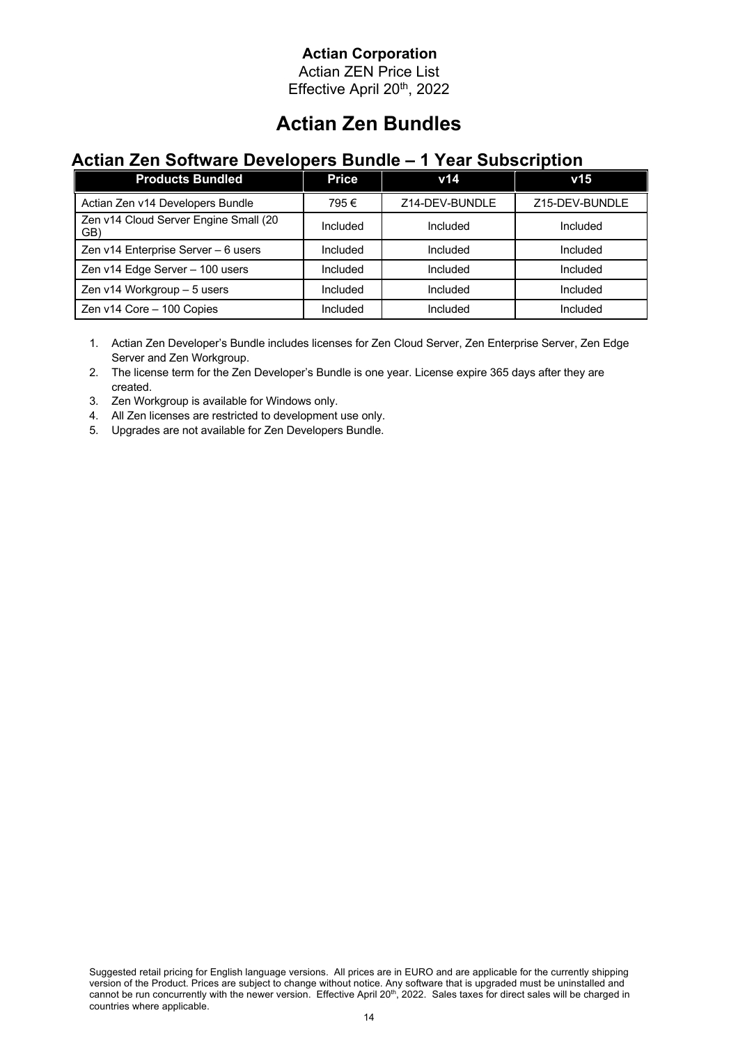**Actian Corporation**

Actian ZEN Price List

Effective April 20th, 2022

# Actian Zen Bundles

## Actian Zen Software Developers Bundle – 1 Year Subscription

| Products Bundled | Price | v14 | v15 |
|---|---|---|---|
| Actian Zen v14 Developers Bundle | 795 € | Z14-DEV-BUNDLE | Z15-DEV-BUNDLE |
| Zen v14 Cloud Server Engine Small (20 GB) | Included | Included | Included |
| Zen v14 Enterprise Server – 6 users | Included | Included | Included |
| Zen v14 Edge Server – 100 users | Included | Included | Included |
| Zen v14 Workgroup – 5 users | Included | Included | Included |
| Zen v14 Core – 100 Copies | Included | Included | Included |

1. Actian Zen Developer's Bundle includes licenses for Zen Cloud Server, Zen Enterprise Server, Zen Edge Server and Zen Workgroup.
2. The license term for the Zen Developer's Bundle is one year. License expire 365 days after they are created.
3. Zen Workgroup is available for Windows only.
4. All Zen licenses are restricted to development use only.
5. Upgrades are not available for Zen Developers Bundle.

Suggested retail pricing for English language versions. All prices are in EURO and are applicable for the currently shipping version of the Product. Prices are subject to change without notice. Any software that is upgraded must be uninstalled and cannot be run concurrently with the newer version. Effective April 20th, 2022. Sales taxes for direct sales will be charged in countries where applicable.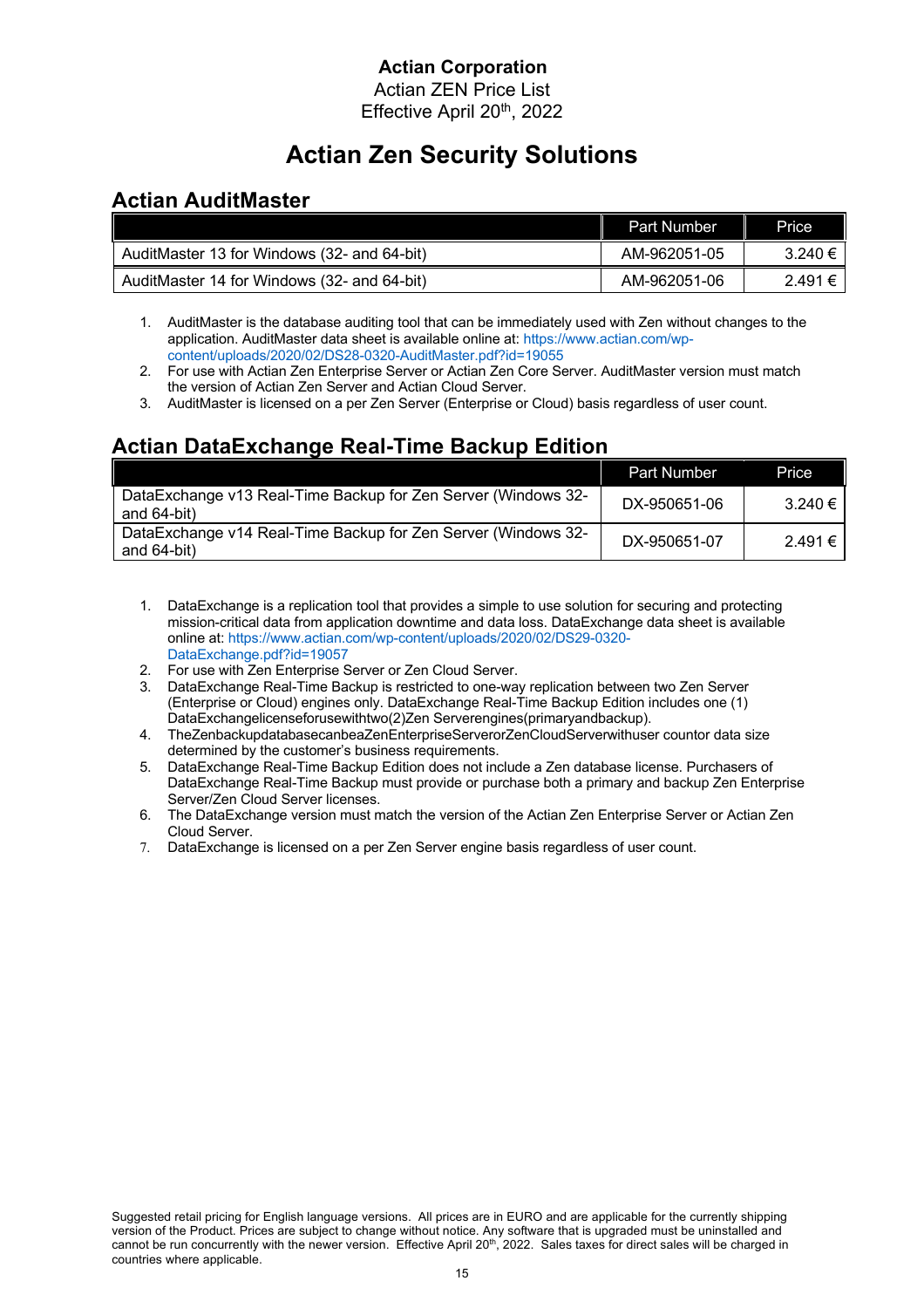**Actian Corporation**
Actian ZEN Price List
Effective April 20th, 2022

# Actian Zen Security Solutions

## Actian AuditMaster

| | Part Number | Price |
|---|---|---|
| AuditMaster 13 for Windows (32- and 64-bit) | AM-962051-05 | 3.240 € |
| AuditMaster 14 for Windows (32- and 64-bit) | AM-962051-06 | 2.491 € |

1. AuditMaster is the database auditing tool that can be immediately used with Zen without changes to the application. AuditMaster data sheet is available online at: https://www.actian.com/wp-content/uploads/2020/02/DS28-0320-AuditMaster.pdf?id=19055
2. For use with Actian Zen Enterprise Server or Actian Zen Core Server. AuditMaster version must match the version of Actian Zen Server and Actian Cloud Server.
3. AuditMaster is licensed on a per Zen Server (Enterprise or Cloud) basis regardless of user count.

## Actian DataExchange Real-Time Backup Edition

| | Part Number | Price |
|---|---|---|
| DataExchange v13 Real-Time Backup for Zen Server (Windows 32- and 64-bit) | DX-950651-06 | 3.240 € |
| DataExchange v14 Real-Time Backup for Zen Server (Windows 32- and 64-bit) | DX-950651-07 | 2.491 € |

1. DataExchange is a replication tool that provides a simple to use solution for securing and protecting mission-critical data from application downtime and data loss. DataExchange data sheet is available online at: https://www.actian.com/wp-content/uploads/2020/02/DS29-0320-DataExchange.pdf?id=19057
2. For use with Zen Enterprise Server or Zen Cloud Server.
3. DataExchange Real-Time Backup is restricted to one-way replication between two Zen Server (Enterprise or Cloud) engines only. DataExchange Real-Time Backup Edition includes one (1) DataExchangelicenseforusewithtwo(2)Zen Serverengines(primaryandbackup).
4. TheZenbackupdatabasecanbeaZenEnterpriseServerorZenCloudServerwithuser countor data size determined by the customer's business requirements.
5. DataExchange Real-Time Backup Edition does not include a Zen database license. Purchasers of DataExchange Real-Time Backup must provide or purchase both a primary and backup Zen Enterprise Server/Zen Cloud Server licenses.
6. The DataExchange version must match the version of the Actian Zen Enterprise Server or Actian Zen Cloud Server.
7. DataExchange is licensed on a per Zen Server engine basis regardless of user count.

Suggested retail pricing for English language versions. All prices are in EURO and are applicable for the currently shipping version of the Product. Prices are subject to change without notice. Any software that is upgraded must be uninstalled and cannot be run concurrently with the newer version. Effective April 20th, 2022. Sales taxes for direct sales will be charged in countries where applicable.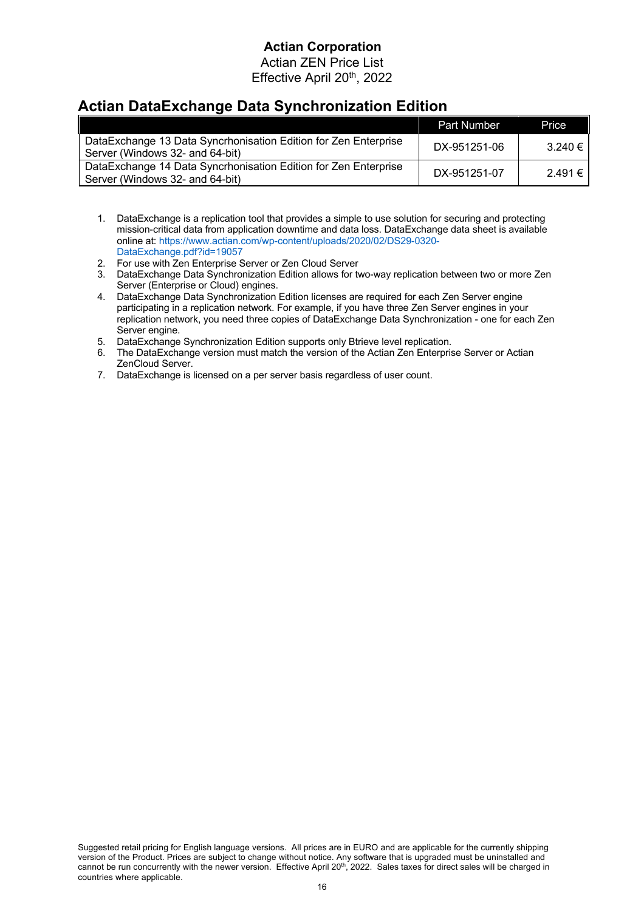Actian Corporation

Actian ZEN Price List

Effective April 20th, 2022

## Actian DataExchange Data Synchronization Edition

| | Part Number | Price |
|---|---|---|
| DataExchange 13 Data Syncrhonisation Edition for Zen Enterprise Server (Windows 32- and 64-bit) | DX-951251-06 | 3.240 € |
| DataExchange 14 Data Syncrhonisation Edition for Zen Enterprise Server (Windows 32- and 64-bit) | DX-951251-07 | 2.491 € |

1. DataExchange is a replication tool that provides a simple to use solution for securing and protecting mission-critical data from application downtime and data loss. DataExchange data sheet is available online at: https://www.actian.com/wp-content/uploads/2020/02/DS29-0320-DataExchange.pdf?id=19057
2. For use with Zen Enterprise Server or Zen Cloud Server
3. DataExchange Data Synchronization Edition allows for two-way replication between two or more Zen Server (Enterprise or Cloud) engines.
4. DataExchange Data Synchronization Edition licenses are required for each Zen Server engine participating in a replication network. For example, if you have three Zen Server engines in your replication network, you need three copies of DataExchange Data Synchronization - one for each Zen Server engine.
5. DataExchange Synchronization Edition supports only Btrieve level replication.
6. The DataExchange version must match the version of the Actian Zen Enterprise Server or Actian ZenCloud Server.
7. DataExchange is licensed on a per server basis regardless of user count.

Suggested retail pricing for English language versions. All prices are in EURO and are applicable for the currently shipping version of the Product. Prices are subject to change without notice. Any software that is upgraded must be uninstalled and cannot be run concurrently with the newer version. Effective April 20th, 2022. Sales taxes for direct sales will be charged in countries where applicable.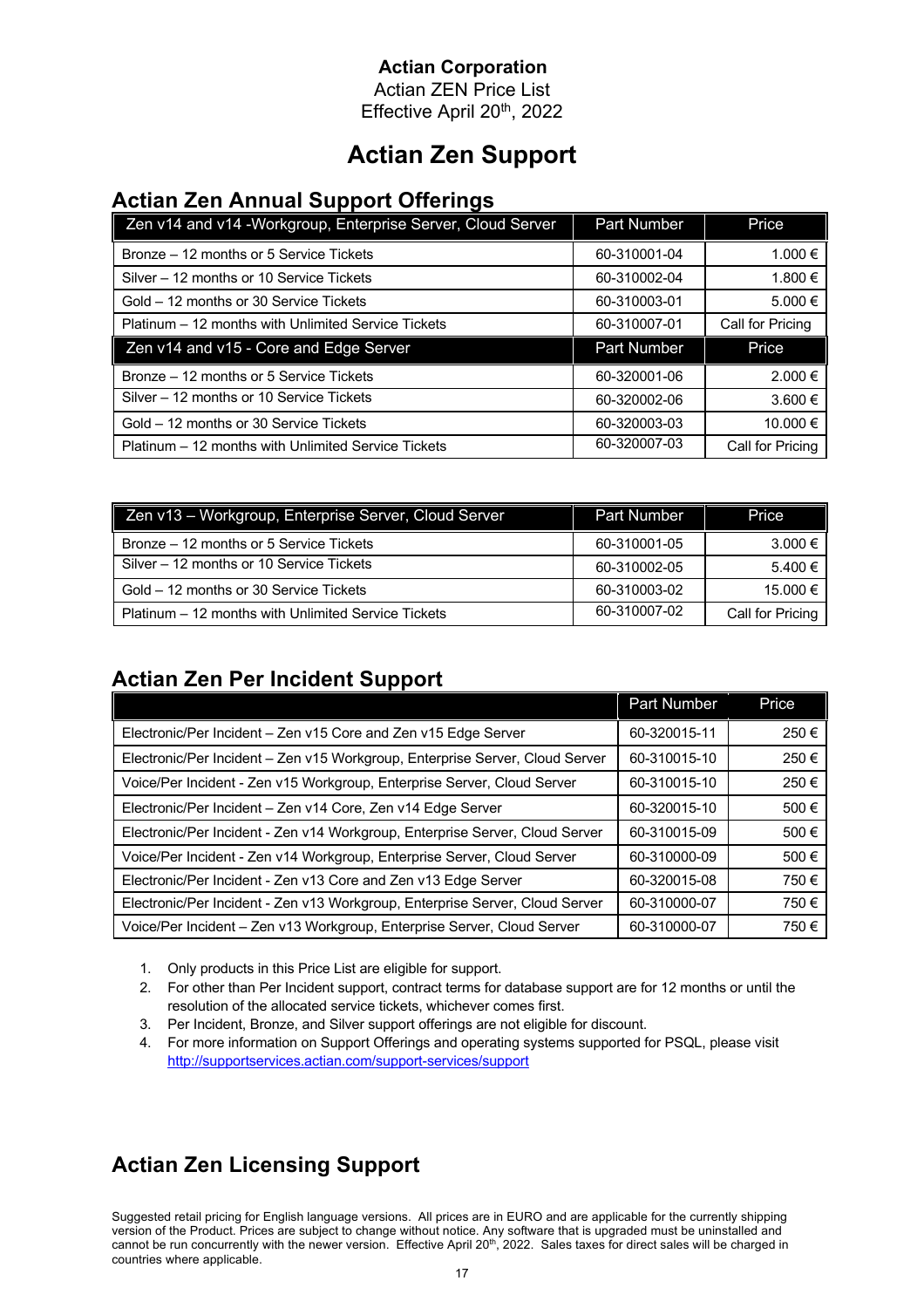**Actian Corporation**
Actian ZEN Price List
Effective April 20th, 2022

# Actian Zen Support

## Actian Zen Annual Support Offerings

| Zen v14 and v14 -Workgroup, Enterprise Server, Cloud Server | Part Number | Price |
|---|---|---|
| Bronze – 12 months or 5 Service Tickets | 60-310001-04 | 1.000 € |
| Silver – 12 months or 10 Service Tickets | 60-310002-04 | 1.800 € |
| Gold – 12 months or 30 Service Tickets | 60-310003-01 | 5.000 € |
| Platinum – 12 months with Unlimited Service Tickets | 60-310007-01 | Call for Pricing |
| **Zen v14 and v15 - Core and Edge Server** | **Part Number** | **Price** |
| Bronze – 12 months or 5 Service Tickets | 60-320001-06 | 2.000 € |
| Silver – 12 months or 10 Service Tickets | 60-320002-06 | 3.600 € |
| Gold – 12 months or 30 Service Tickets | 60-320003-03 | 10.000 € |
| Platinum – 12 months with Unlimited Service Tickets | 60-320007-03 | Call for Pricing |

| Zen v13 – Workgroup, Enterprise Server, Cloud Server | Part Number | Price |
|---|---|---|
| Bronze – 12 months or 5 Service Tickets | 60-310001-05 | 3.000 € |
| Silver – 12 months or 10 Service Tickets | 60-310002-05 | 5.400 € |
| Gold – 12 months or 30 Service Tickets | 60-310003-02 | 15.000 € |
| Platinum – 12 months with Unlimited Service Tickets | 60-310007-02 | Call for Pricing |

## Actian Zen Per Incident Support

| | Part Number | Price |
|---|---|---|
| Electronic/Per Incident – Zen v15 Core and Zen v15 Edge Server | 60-320015-11 | 250 € |
| Electronic/Per Incident – Zen v15 Workgroup, Enterprise Server, Cloud Server | 60-310015-10 | 250 € |
| Voice/Per Incident - Zen v15 Workgroup, Enterprise Server, Cloud Server | 60-310015-10 | 250 € |
| Electronic/Per Incident – Zen v14 Core, Zen v14 Edge Server | 60-320015-10 | 500 € |
| Electronic/Per Incident - Zen v14 Workgroup, Enterprise Server, Cloud Server | 60-310015-09 | 500 € |
| Voice/Per Incident - Zen v14 Workgroup, Enterprise Server, Cloud Server | 60-310000-09 | 500 € |
| Electronic/Per Incident - Zen v13 Core and Zen v13 Edge Server | 60-320015-08 | 750 € |
| Electronic/Per Incident - Zen v13 Workgroup, Enterprise Server, Cloud Server | 60-310000-07 | 750 € |
| Voice/Per Incident – Zen v13 Workgroup, Enterprise Server, Cloud Server | 60-310000-07 | 750 € |

1. Only products in this Price List are eligible for support.
2. For other than Per Incident support, contract terms for database support are for 12 months or until the resolution of the allocated service tickets, whichever comes first.
3. Per Incident, Bronze, and Silver support offerings are not eligible for discount.
4. For more information on Support Offerings and operating systems supported for PSQL, please visit http://supportservices.actian.com/support-services/support

## Actian Zen Licensing Support

Suggested retail pricing for English language versions. All prices are in EURO and are applicable for the currently shipping version of the Product. Prices are subject to change without notice. Any software that is upgraded must be uninstalled and cannot be run concurrently with the newer version. Effective April 20th, 2022. Sales taxes for direct sales will be charged in countries where applicable.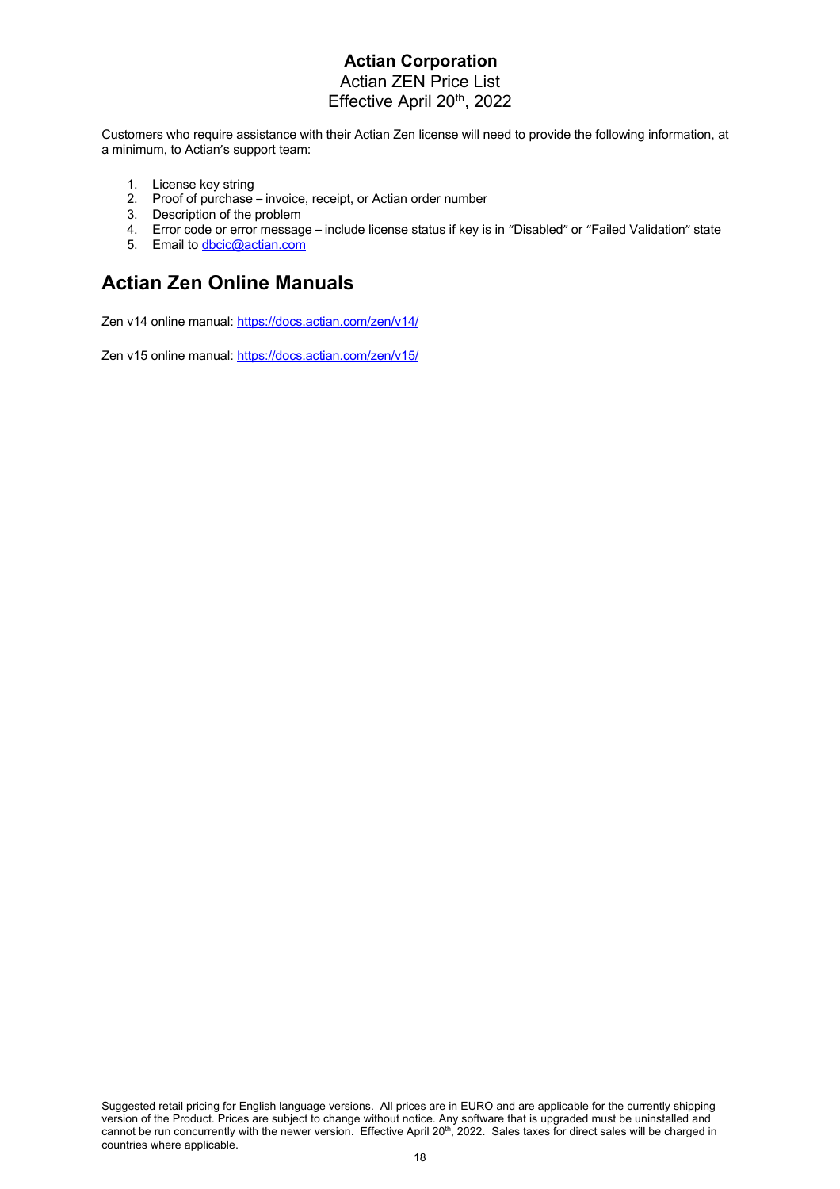**Actian Corporation**

Actian ZEN Price List

Effective April 20th, 2022

Customers who require assistance with their Actian Zen license will need to provide the following information, at a minimum, to Actian's support team:

1. License key string
2. Proof of purchase – invoice, receipt, or Actian order number
3. Description of the problem
4. Error code or error message – include license status if key is in "Disabled" or "Failed Validation" state
5. Email to dbcic@actian.com

## Actian Zen Online Manuals

Zen v14 online manual: https://docs.actian.com/zen/v14/

Zen v15 online manual: https://docs.actian.com/zen/v15/

Suggested retail pricing for English language versions. All prices are in EURO and are applicable for the currently shipping version of the Product. Prices are subject to change without notice. Any software that is upgraded must be uninstalled and cannot be run concurrently with the newer version. Effective April 20th, 2022. Sales taxes for direct sales will be charged in countries where applicable.